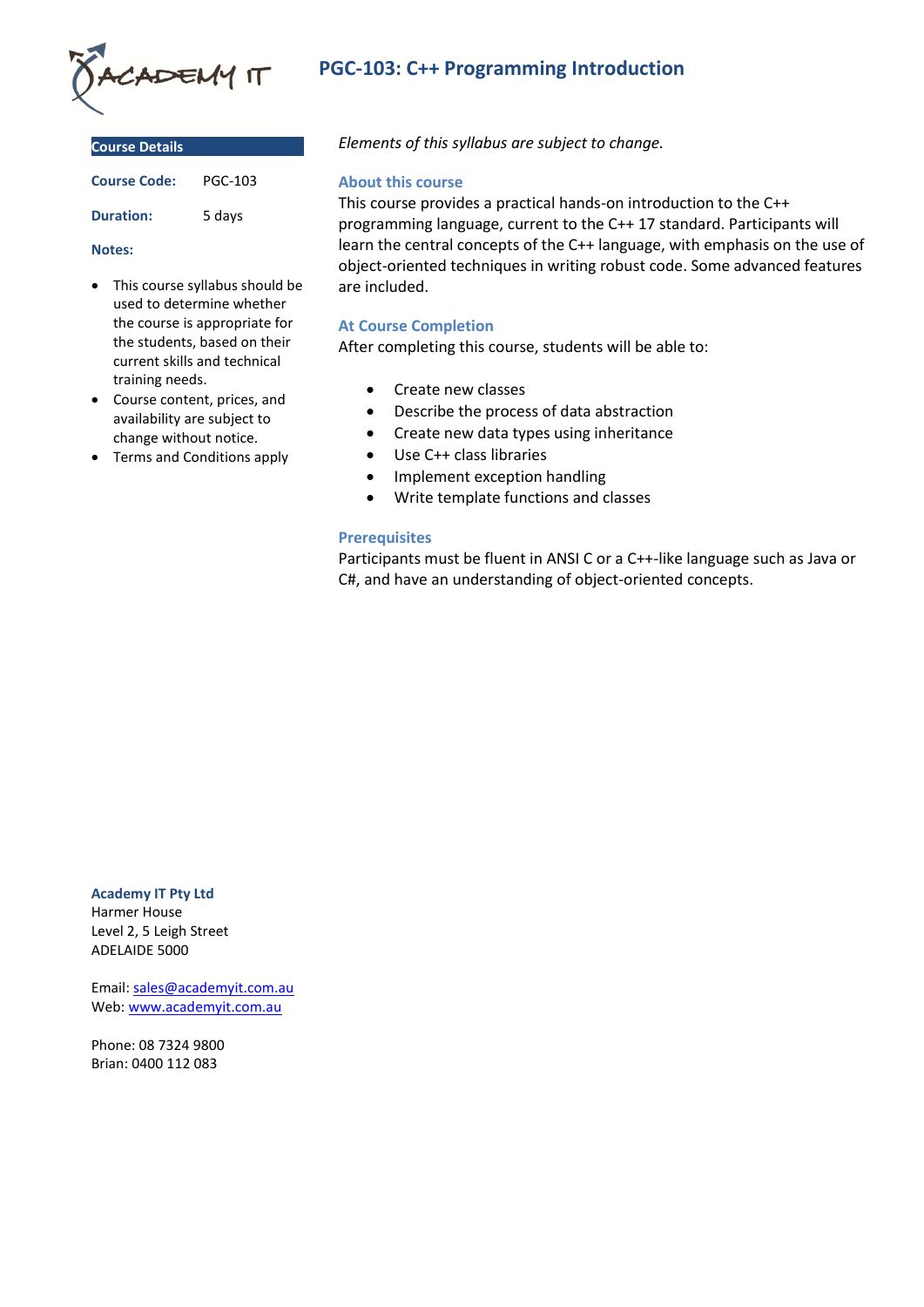# PGC-103: C++ Programming Introduction

## Course Details

**Course Code:** PGC-103

**Duration:** 5 days

**Notes:**

- This course syllabus should be used to determine whether the course is appropriate for the students, based on their current skills and technical training needs.
- Course content, prices, and availability are subject to change without notice.
- Terms and Conditions apply

*Elements of this syllabus are subject to change.*

## About this course

This course provides a practical hands-on introduction to the C++ programming language, current to the C++ 17 standard. Participants will learn the central concepts of the C++ language, with emphasis on the use of object-oriented techniques in writing robust code. Some advanced features are included.

## At Course Completion

After completing this course, students will be able to:

- Create new classes
- Describe the process of data abstraction
- Create new data types using inheritance
- Use C++ class libraries
- Implement exception handling
- Write template functions and classes

## Prerequisites

Participants must be fluent in ANSI C or a C++-like language such as Java or C#, and have an understanding of object-oriented concepts.

**Academy IT Pty Ltd**
Harmer House
Level 2, 5 Leigh Street
ADELAIDE 5000

Email: sales@academyit.com.au
Web: www.academyit.com.au

Phone: 08 7324 9800
Brian: 0400 112 083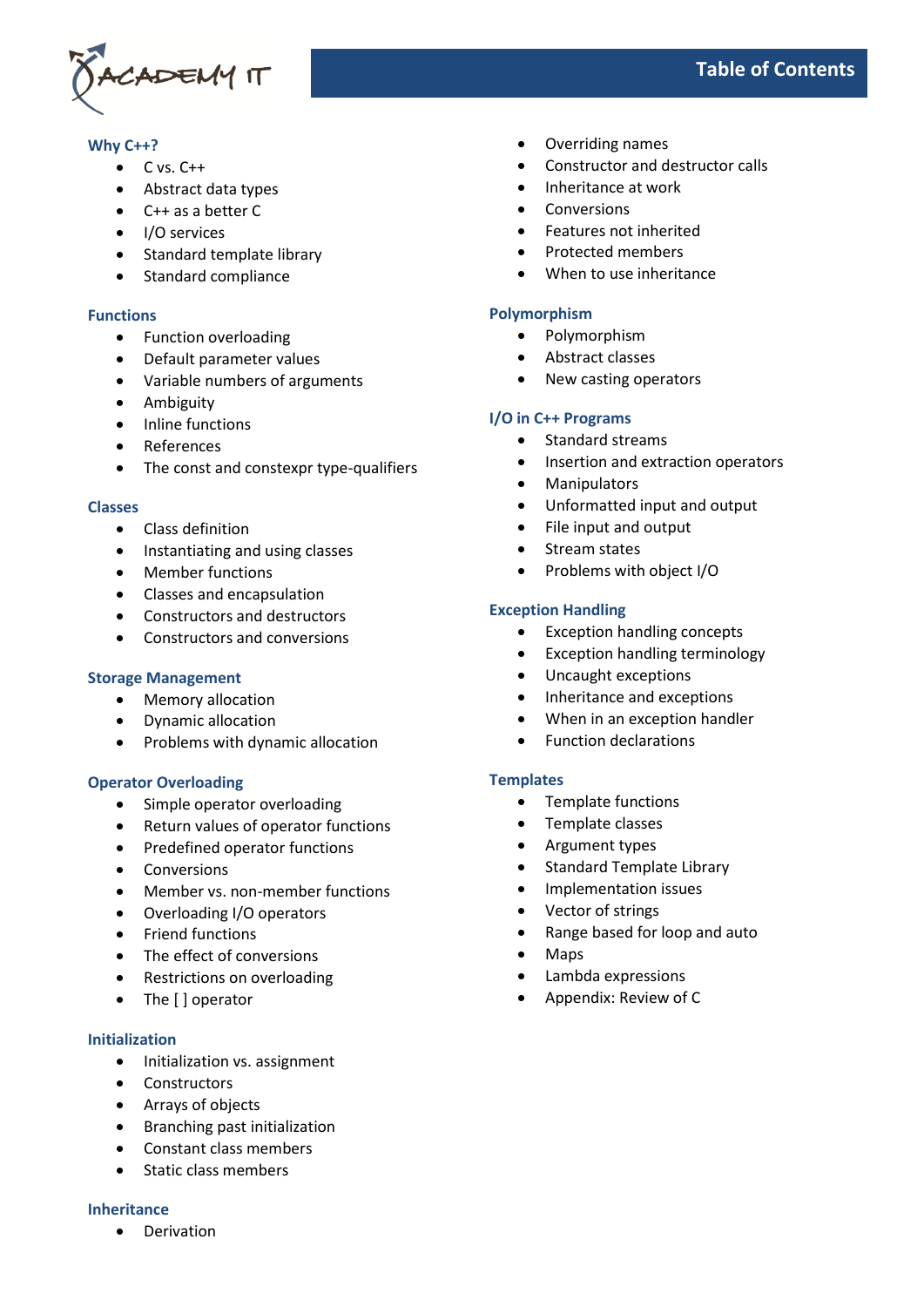# Table of Contents

## Why C++?

- C vs. C++
- Abstract data types
- C++ as a better C
- I/O services
- Standard template library
- Standard compliance

## Functions

- Function overloading
- Default parameter values
- Variable numbers of arguments
- Ambiguity
- Inline functions
- References
- The const and constexpr type-qualifiers

## Classes

- Class definition
- Instantiating and using classes
- Member functions
- Classes and encapsulation
- Constructors and destructors
- Constructors and conversions

## Storage Management

- Memory allocation
- Dynamic allocation
- Problems with dynamic allocation

## Operator Overloading

- Simple operator overloading
- Return values of operator functions
- Predefined operator functions
- Conversions
- Member vs. non-member functions
- Overloading I/O operators
- Friend functions
- The effect of conversions
- Restrictions on overloading
- The [ ] operator

## Initialization

- Initialization vs. assignment
- Constructors
- Arrays of objects
- Branching past initialization
- Constant class members
- Static class members

## Inheritance

- Derivation
- Overriding names
- Constructor and destructor calls
- Inheritance at work
- Conversions
- Features not inherited
- Protected members
- When to use inheritance

## Polymorphism

- Polymorphism
- Abstract classes
- New casting operators

## I/O in C++ Programs

- Standard streams
- Insertion and extraction operators
- Manipulators
- Unformatted input and output
- File input and output
- Stream states
- Problems with object I/O

## Exception Handling

- Exception handling concepts
- Exception handling terminology
- Uncaught exceptions
- Inheritance and exceptions
- When in an exception handler
- Function declarations

## Templates

- Template functions
- Template classes
- Argument types
- Standard Template Library
- Implementation issues
- Vector of strings
- Range based for loop and auto
- Maps
- Lambda expressions
- Appendix: Review of C